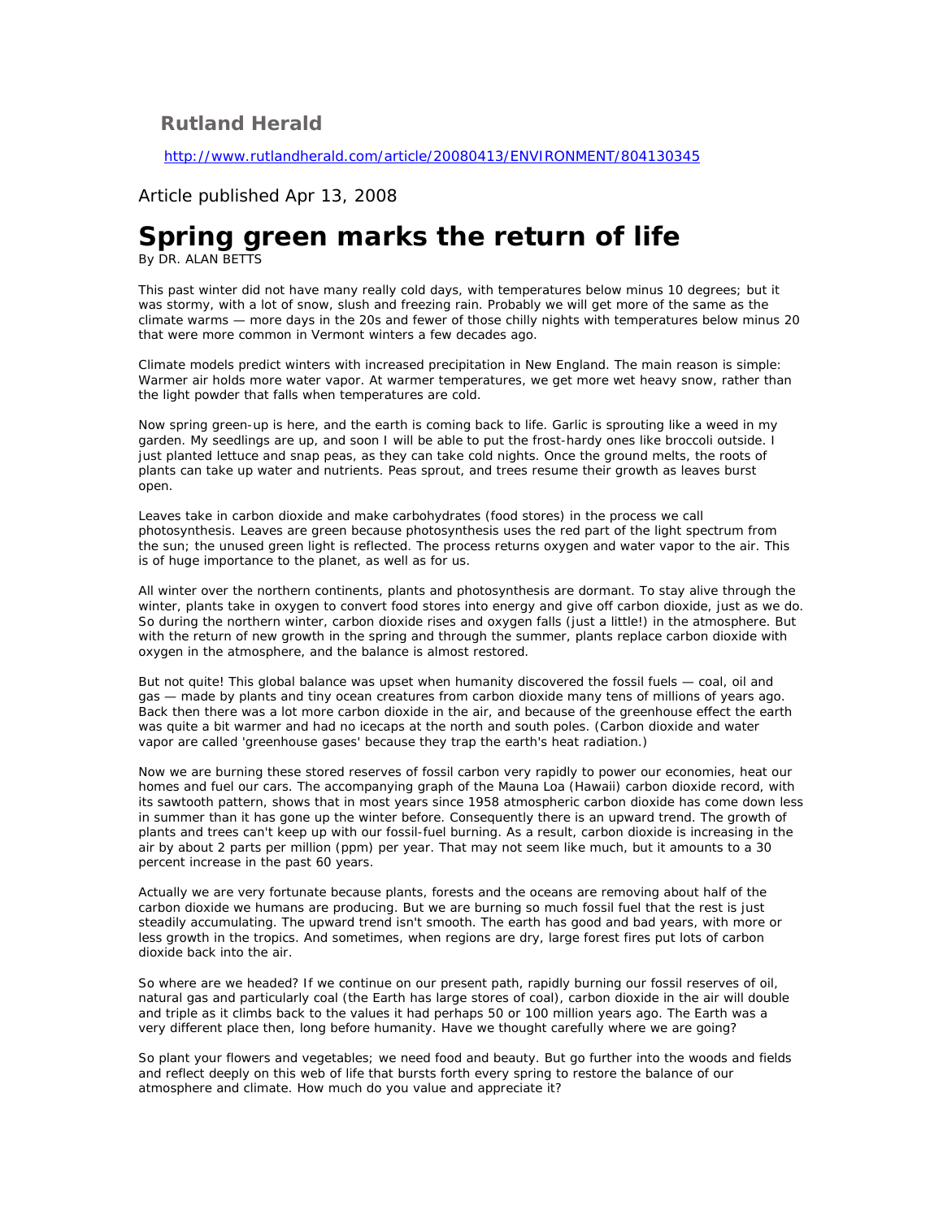**Rutland Herald**

http://www.rutlandherald.com/article/20080413/ENVIRONMENT/804130345

Article published Apr 13, 2008

# Spring green marks the return of life

By DR. ALAN BETTS

This past winter did not have many really cold days, with temperatures below minus 10 degrees; but it was stormy, with a lot of snow, slush and freezing rain. Probably we will get more of the same as the climate warms — more days in the 20s and fewer of those chilly nights with temperatures below minus 20 that were more common in Vermont winters a few decades ago.

Climate models predict winters with increased precipitation in New England. The main reason is simple: Warmer air holds more water vapor. At warmer temperatures, we get more wet heavy snow, rather than the light powder that falls when temperatures are cold.

Now spring green-up is here, and the earth is coming back to life. Garlic is sprouting like a weed in my garden. My seedlings are up, and soon I will be able to put the frost-hardy ones like broccoli outside. I just planted lettuce and snap peas, as they can take cold nights. Once the ground melts, the roots of plants can take up water and nutrients. Peas sprout, and trees resume their growth as leaves burst open.

Leaves take in carbon dioxide and make carbohydrates (food stores) in the process we call photosynthesis. Leaves are green because photosynthesis uses the red part of the light spectrum from the sun; the unused green light is reflected. The process returns oxygen and water vapor to the air. This is of huge importance to the planet, as well as for us.

All winter over the northern continents, plants and photosynthesis are dormant. To stay alive through the winter, plants take in oxygen to convert food stores into energy and give off carbon dioxide, just as we do. So during the northern winter, carbon dioxide rises and oxygen falls (just a little!) in the atmosphere. But with the return of new growth in the spring and through the summer, plants replace carbon dioxide with oxygen in the atmosphere, and the balance is almost restored.

But not quite! This global balance was upset when humanity discovered the fossil fuels — coal, oil and gas — made by plants and tiny ocean creatures from carbon dioxide many tens of millions of years ago. Back then there was a lot more carbon dioxide in the air, and because of the greenhouse effect the earth was quite a bit warmer and had no icecaps at the north and south poles. (Carbon dioxide and water vapor are called 'greenhouse gases' because they trap the earth's heat radiation.)

Now we are burning these stored reserves of fossil carbon very rapidly to power our economies, heat our homes and fuel our cars. The accompanying graph of the Mauna Loa (Hawaii) carbon dioxide record, with its sawtooth pattern, shows that in most years since 1958 atmospheric carbon dioxide has come down less in summer than it has gone up the winter before. Consequently there is an upward trend. The growth of plants and trees can't keep up with our fossil-fuel burning. As a result, carbon dioxide is increasing in the air by about 2 parts per million (ppm) per year. That may not seem like much, but it amounts to a 30 percent increase in the past 60 years.

Actually we are very fortunate because plants, forests and the oceans are removing about half of the carbon dioxide we humans are producing. But we are burning so much fossil fuel that the rest is just steadily accumulating. The upward trend isn't smooth. The earth has good and bad years, with more or less growth in the tropics. And sometimes, when regions are dry, large forest fires put lots of carbon dioxide back into the air.

So where are we headed? If we continue on our present path, rapidly burning our fossil reserves of oil, natural gas and particularly coal (the Earth has large stores of coal), carbon dioxide in the air will double and triple as it climbs back to the values it had perhaps 50 or 100 million years ago. The Earth was a very different place then, long before humanity. Have we thought carefully where we are going?

So plant your flowers and vegetables; we need food and beauty. But go further into the woods and fields and reflect deeply on this web of life that bursts forth every spring to restore the balance of our atmosphere and climate. How much do you value and appreciate it?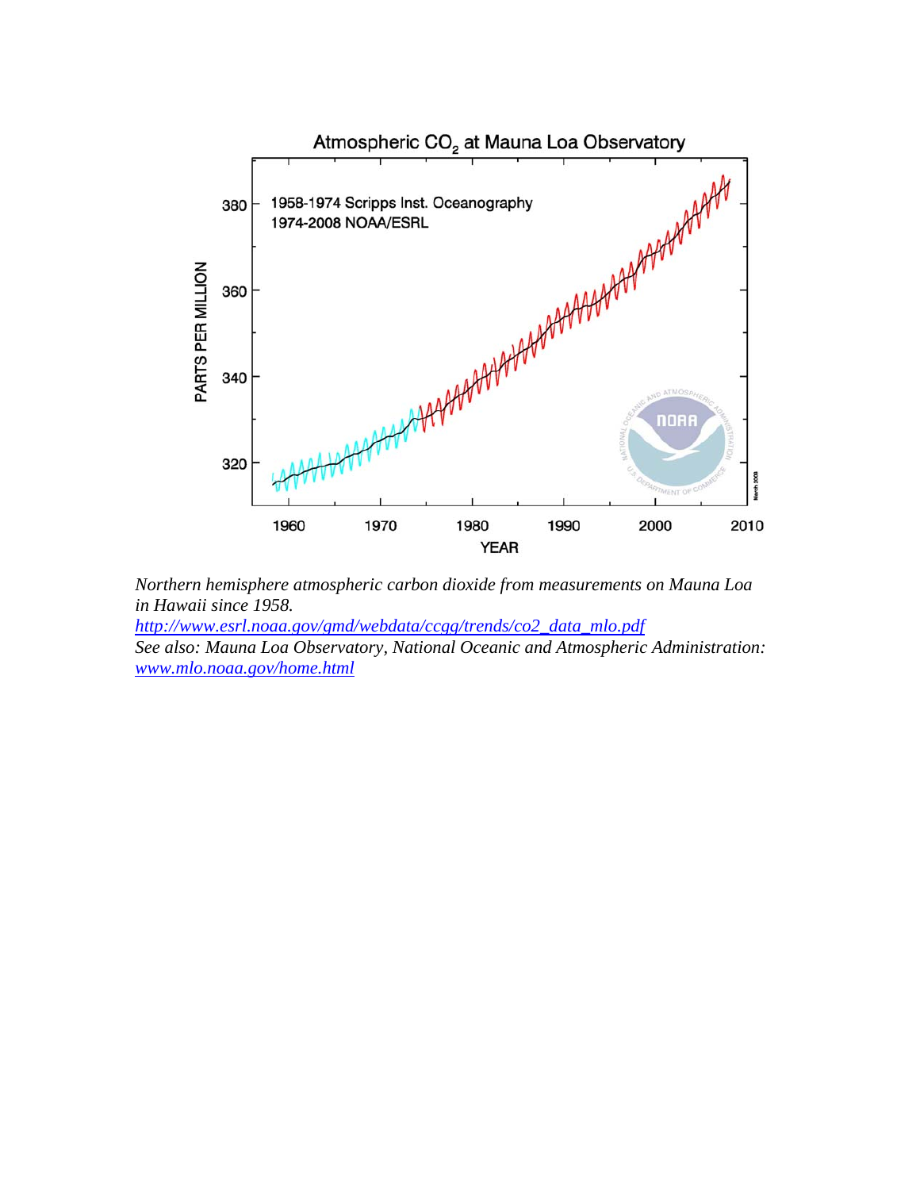Atmospheric $CO_2$ at Mauna Loa Observatory

1958-1974 Scripps Inst. Oceanography
1974-2008 NOAA/ESRL

PARTS PER MILLION

380
360
340
320

1960
1970
1980
1990
2000
2010

YEAR

March 2008

*Northern hemisphere atmospheric carbon dioxide from measurements on Mauna Loa in Hawaii since 1958.*
*[http://www.esrl.noaa.gov/gmd/webdata/ccgg/trends/co2_data_mlo.pdf](http://www.esrl.noaa.gov/gmd/webdata/ccgg/trends/co2_data_mlo.pdf)*
*See also: Mauna Loa Observatory, National Oceanic and Atmospheric Administration: [www.mlo.noaa.gov/home.html](http://www.mlo.noaa.gov/home.html)*